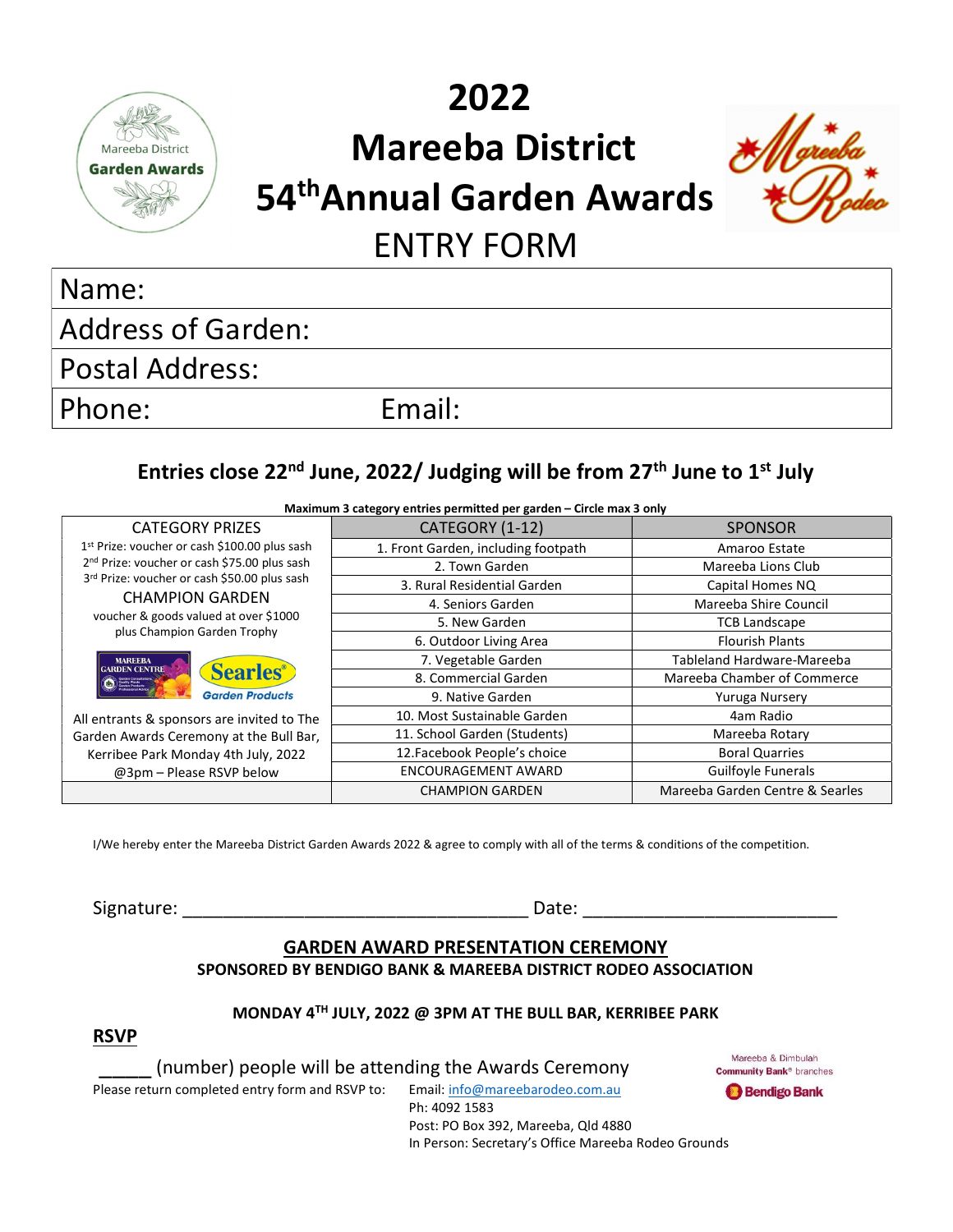# 2022
# Mareeba District
# 54th Annual Garden Awards
## ENTRY FORM

| Name: | |
|---|---|
| Address of Garden: | |
| Postal Address: | |
| Phone: | Email: |

### Entries close 22nd June, 2022/ Judging will be from 27th June to 1st July

**Maximum 3 category entries permitted per garden – Circle max 3 only**

| CATEGORY PRIZES | CATEGORY (1-12) | SPONSOR |
|---|---|---|
| 1st Prize: voucher or cash $100.00 plus sash | 1. Front Garden, including footpath | Amaroo Estate |
| 2nd Prize: voucher or cash $75.00 plus sash | 2. Town Garden | Mareeba Lions Club |
| 3rd Prize: voucher or cash $50.00 plus sash | 3. Rural Residential Garden | Capital Homes NQ |
| CHAMPION GARDEN | 4. Seniors Garden | Mareeba Shire Council |
| voucher & goods valued at over $1000 plus Champion Garden Trophy | 5. New Garden | TCB Landscape |
| | 6. Outdoor Living Area | Flourish Plants |
| Mareeba Garden Centre / Searles Garden Products | 7. Vegetable Garden | Tableland Hardware-Mareeba |
| | 8. Commercial Garden | Mareeba Chamber of Commerce |
| | 9. Native Garden | Yuruga Nursery |
| All entrants & sponsors are invited to The Garden Awards Ceremony at the Bull Bar, Kerribee Park Monday 4th July, 2022 @3pm – Please RSVP below | 10. Most Sustainable Garden | 4am Radio |
| | 11. School Garden (Students) | Mareeba Rotary |
| | 12.Facebook People's choice | Boral Quarries |
| | ENCOURAGEMENT AWARD | Guilfoyle Funerals |
| | CHAMPION GARDEN | Mareeba Garden Centre & Searles |

I/We hereby enter the Mareeba District Garden Awards 2022 & agree to comply with all of the terms & conditions of the competition.

Signature: ________________________________ Date: ________________________

## GARDEN AWARD PRESENTATION CEREMONY

**SPONSORED BY BENDIGO BANK & MAREEBA DISTRICT RODEO ASSOCIATION**

**MONDAY 4TH JULY, 2022 @ 3PM AT THE BULL BAR, KERRIBEE PARK**

**RSVP**

_____ (number) people will be attending the Awards Ceremony

Please return completed entry form and RSVP to:
Email: info@mareebarodeo.com.au
Ph: 4092 1583
Post: PO Box 392, Mareeba, Qld 4880
In Person: Secretary's Office Mareeba Rodeo Grounds

Mareeba & Dimbulah Community Bank® branches
Bendigo Bank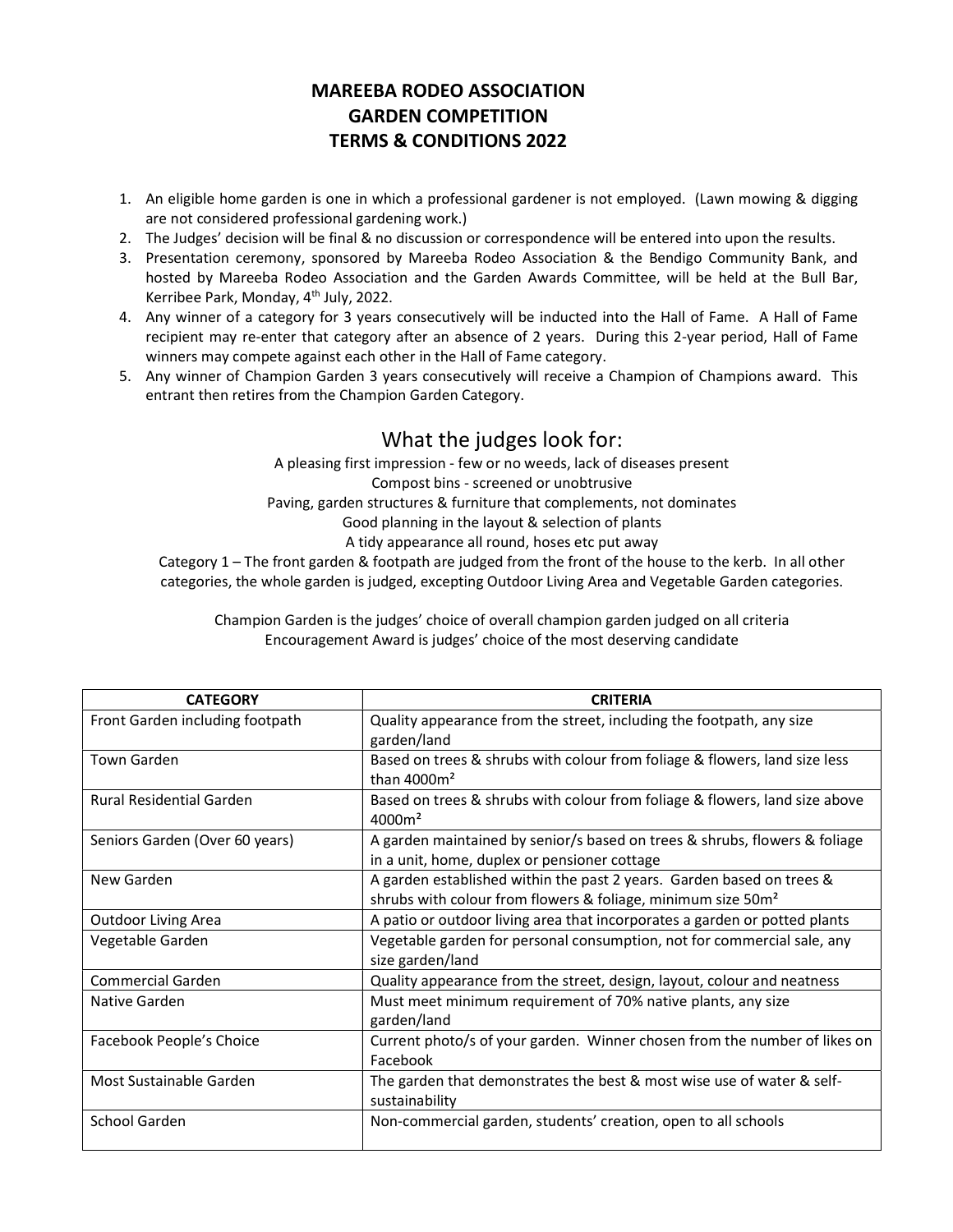# MAREEBA RODEO ASSOCIATION
# GARDEN COMPETITION
# TERMS & CONDITIONS 2022

1. An eligible home garden is one in which a professional gardener is not employed. (Lawn mowing & digging are not considered professional gardening work.)
2. The Judges' decision will be final & no discussion or correspondence will be entered into upon the results.
3. Presentation ceremony, sponsored by Mareeba Rodeo Association & the Bendigo Community Bank, and hosted by Mareeba Rodeo Association and the Garden Awards Committee, will be held at the Bull Bar, Kerribee Park, Monday, 4th July, 2022.
4. Any winner of a category for 3 years consecutively will be inducted into the Hall of Fame. A Hall of Fame recipient may re-enter that category after an absence of 2 years. During this 2-year period, Hall of Fame winners may compete against each other in the Hall of Fame category.
5. Any winner of Champion Garden 3 years consecutively will receive a Champion of Champions award. This entrant then retires from the Champion Garden Category.

## What the judges look for:

A pleasing first impression - few or no weeds, lack of diseases present

Compost bins - screened or unobtrusive

Paving, garden structures & furniture that complements, not dominates

Good planning in the layout & selection of plants

A tidy appearance all round, hoses etc put away

Category 1 – The front garden & footpath are judged from the front of the house to the kerb. In all other categories, the whole garden is judged, excepting Outdoor Living Area and Vegetable Garden categories.

Champion Garden is the judges' choice of overall champion garden judged on all criteria

Encouragement Award is judges' choice of the most deserving candidate

| CATEGORY | CRITERIA |
|---|---|
| Front Garden including footpath | Quality appearance from the street, including the footpath, any size garden/land |
| Town Garden | Based on trees & shrubs with colour from foliage & flowers, land size less than 4000m² |
| Rural Residential Garden | Based on trees & shrubs with colour from foliage & flowers, land size above 4000m² |
| Seniors Garden (Over 60 years) | A garden maintained by senior/s based on trees & shrubs, flowers & foliage in a unit, home, duplex or pensioner cottage |
| New Garden | A garden established within the past 2 years. Garden based on trees & shrubs with colour from flowers & foliage, minimum size 50m² |
| Outdoor Living Area | A patio or outdoor living area that incorporates a garden or potted plants |
| Vegetable Garden | Vegetable garden for personal consumption, not for commercial sale, any size garden/land |
| Commercial Garden | Quality appearance from the street, design, layout, colour and neatness |
| Native Garden | Must meet minimum requirement of 70% native plants, any size garden/land |
| Facebook People's Choice | Current photo/s of your garden. Winner chosen from the number of likes on Facebook |
| Most Sustainable Garden | The garden that demonstrates the best & most wise use of water & self-sustainability |
| School Garden | Non-commercial garden, students' creation, open to all schools |